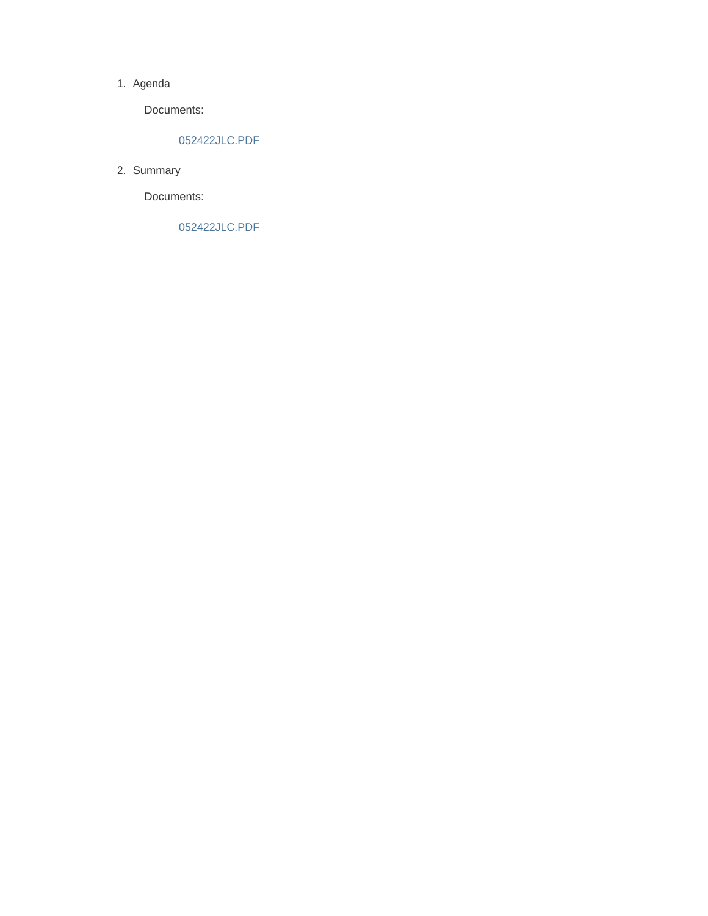1. Agenda

   Documents:

   052422JLC.PDF

2. Summary

   Documents:

   052422JLC.PDF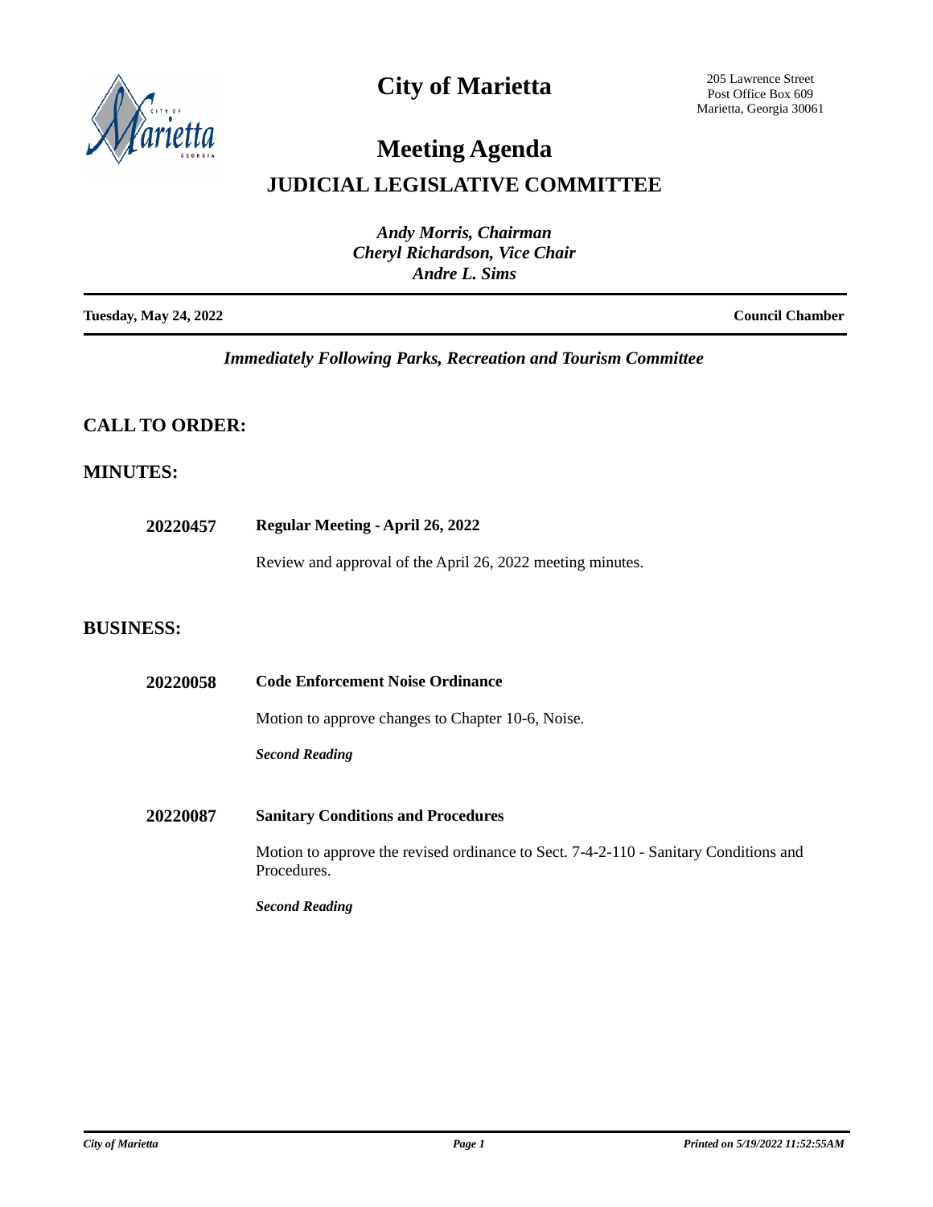# City of Marietta

205 Lawrence Street
Post Office Box 609
Marietta, Georgia 30061

# Meeting Agenda

## JUDICIAL LEGISLATIVE COMMITTEE

*Andy Morris, Chairman*
*Cheryl Richardson, Vice Chair*
*Andre L. Sims*

**Tuesday, May 24, 2022** **Council Chamber**

*Immediately Following Parks, Recreation and Tourism Committee*

## CALL TO ORDER:

## MINUTES:

**20220457** **Regular Meeting - April 26, 2022**

Review and approval of the April 26, 2022 meeting minutes.

## BUSINESS:

**20220058** **Code Enforcement Noise Ordinance**

Motion to approve changes to Chapter 10-6, Noise.

***Second Reading***

**20220087** **Sanitary Conditions and Procedures**

Motion to approve the revised ordinance to Sect. 7-4-2-110 - Sanitary Conditions and Procedures.

***Second Reading***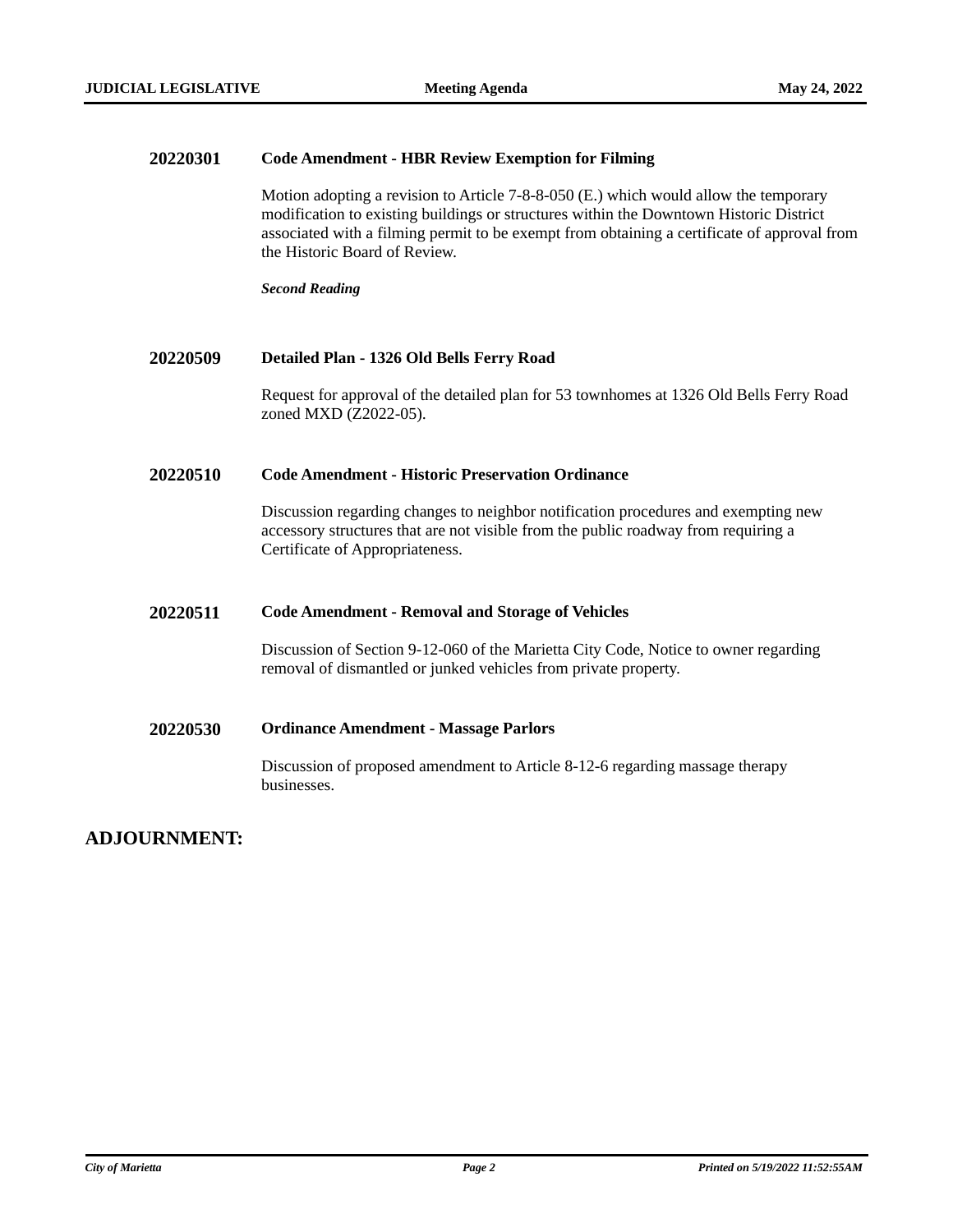**20220301** **Code Amendment - HBR Review Exemption for Filming**

Motion adopting a revision to Article 7-8-8-050 (E.) which would allow the temporary modification to existing buildings or structures within the Downtown Historic District associated with a filming permit to be exempt from obtaining a certificate of approval from the Historic Board of Review.

***Second Reading***

**20220509** **Detailed Plan - 1326 Old Bells Ferry Road**

Request for approval of the detailed plan for 53 townhomes at 1326 Old Bells Ferry Road zoned MXD (Z2022-05).

**20220510** **Code Amendment - Historic Preservation Ordinance**

Discussion regarding changes to neighbor notification procedures and exempting new accessory structures that are not visible from the public roadway from requiring a Certificate of Appropriateness.

**20220511** **Code Amendment - Removal and Storage of Vehicles**

Discussion of Section 9-12-060 of the Marietta City Code, Notice to owner regarding removal of dismantled or junked vehicles from private property.

**20220530** **Ordinance Amendment - Massage Parlors**

Discussion of proposed amendment to Article 8-12-6 regarding massage therapy businesses.

## ADJOURNMENT: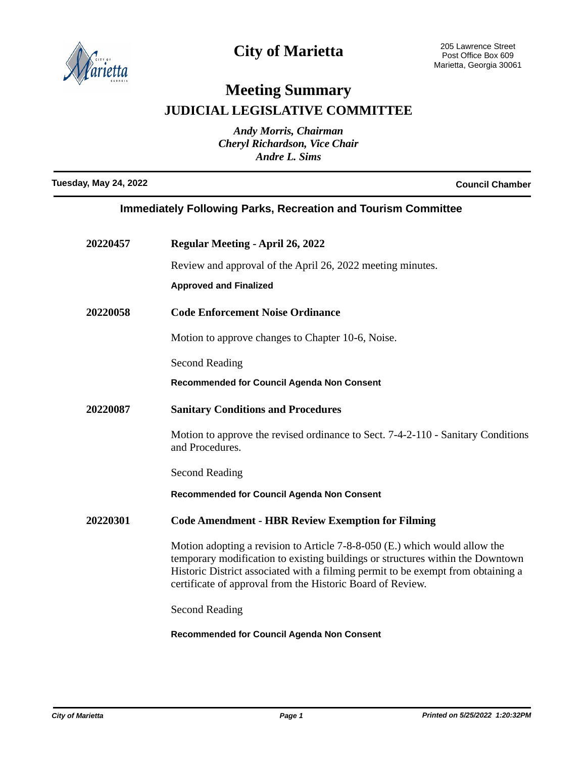# City of Marietta

205 Lawrence Street
Post Office Box 609
Marietta, Georgia 30061

## Meeting Summary

## JUDICIAL LEGISLATIVE COMMITTEE

*Andy Morris, Chairman*
*Cheryl Richardson, Vice Chair*
*Andre L. Sims*

**Tuesday, May 24, 2022** **Council Chamber**

### Immediately Following Parks, Recreation and Tourism Committee

**20220457** **Regular Meeting - April 26, 2022**

Review and approval of the April 26, 2022 meeting minutes.

**Approved and Finalized**

**20220058** **Code Enforcement Noise Ordinance**

Motion to approve changes to Chapter 10-6, Noise.

Second Reading

**Recommended for Council Agenda Non Consent**

**20220087** **Sanitary Conditions and Procedures**

Motion to approve the revised ordinance to Sect. 7-4-2-110 - Sanitary Conditions and Procedures.

Second Reading

**Recommended for Council Agenda Non Consent**

**20220301** **Code Amendment - HBR Review Exemption for Filming**

Motion adopting a revision to Article 7-8-8-050 (E.) which would allow the temporary modification to existing buildings or structures within the Downtown Historic District associated with a filming permit to be exempt from obtaining a certificate of approval from the Historic Board of Review.

Second Reading

**Recommended for Council Agenda Non Consent**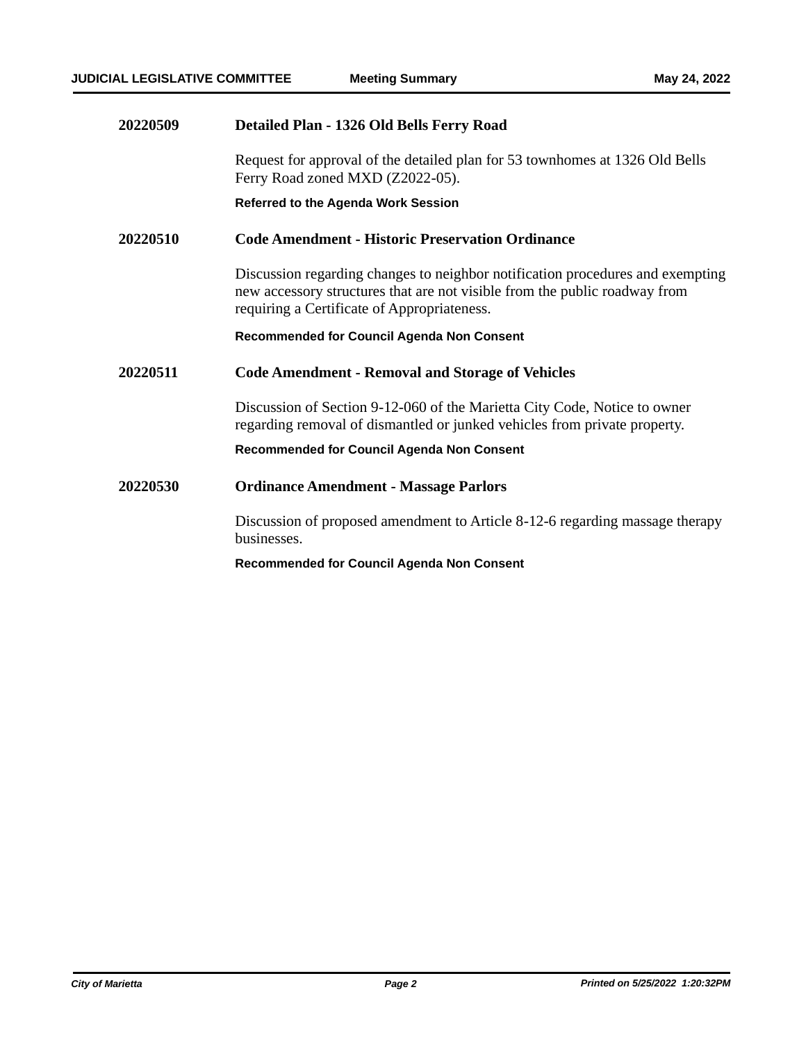**20220509** **Detailed Plan - 1326 Old Bells Ferry Road**

Request for approval of the detailed plan for 53 townhomes at 1326 Old Bells Ferry Road zoned MXD (Z2022-05).

**Referred to the Agenda Work Session**

**20220510** **Code Amendment - Historic Preservation Ordinance**

Discussion regarding changes to neighbor notification procedures and exempting new accessory structures that are not visible from the public roadway from requiring a Certificate of Appropriateness.

**Recommended for Council Agenda Non Consent**

**20220511** **Code Amendment - Removal and Storage of Vehicles**

Discussion of Section 9-12-060 of the Marietta City Code, Notice to owner regarding removal of dismantled or junked vehicles from private property.

**Recommended for Council Agenda Non Consent**

**20220530** **Ordinance Amendment - Massage Parlors**

Discussion of proposed amendment to Article 8-12-6 regarding massage therapy businesses.

**Recommended for Council Agenda Non Consent**